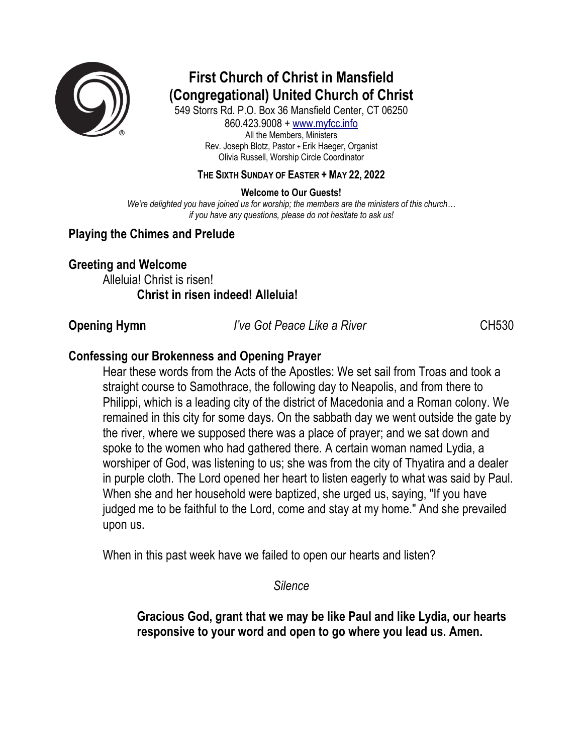# First Church of Christ in Mansfield (Congregational) United Church of Christ

549 Storrs Rd. P.O. Box 36 Mansfield Center, CT 06250
860.423.9008 + www.myfcc.info
All the Members, Ministers
Rev. Joseph Blotz, Pastor + Erik Haeger, Organist
Olivia Russell, Worship Circle Coordinator

**THE SIXTH SUNDAY OF EASTER + MAY 22, 2022**

**Welcome to Our Guests!**
*We're delighted you have joined us for worship; the members are the ministers of this church… if you have any questions, please do not hesitate to ask us!*

## Playing the Chimes and Prelude

## Greeting and Welcome

Alleluia! Christ is risen!
**Christ in risen indeed! Alleluia!**

**Opening Hymn** *I've Got Peace Like a River* CH530

## Confessing our Brokenness and Opening Prayer

Hear these words from the Acts of the Apostles: We set sail from Troas and took a straight course to Samothrace, the following day to Neapolis, and from there to Philippi, which is a leading city of the district of Macedonia and a Roman colony. We remained in this city for some days. On the sabbath day we went outside the gate by the river, where we supposed there was a place of prayer; and we sat down and spoke to the women who had gathered there. A certain woman named Lydia, a worshiper of God, was listening to us; she was from the city of Thyatira and a dealer in purple cloth. The Lord opened her heart to listen eagerly to what was said by Paul. When she and her household were baptized, she urged us, saying, "If you have judged me to be faithful to the Lord, come and stay at my home." And she prevailed upon us.

When in this past week have we failed to open our hearts and listen?

*Silence*

**Gracious God, grant that we may be like Paul and like Lydia, our hearts responsive to your word and open to go where you lead us. Amen.**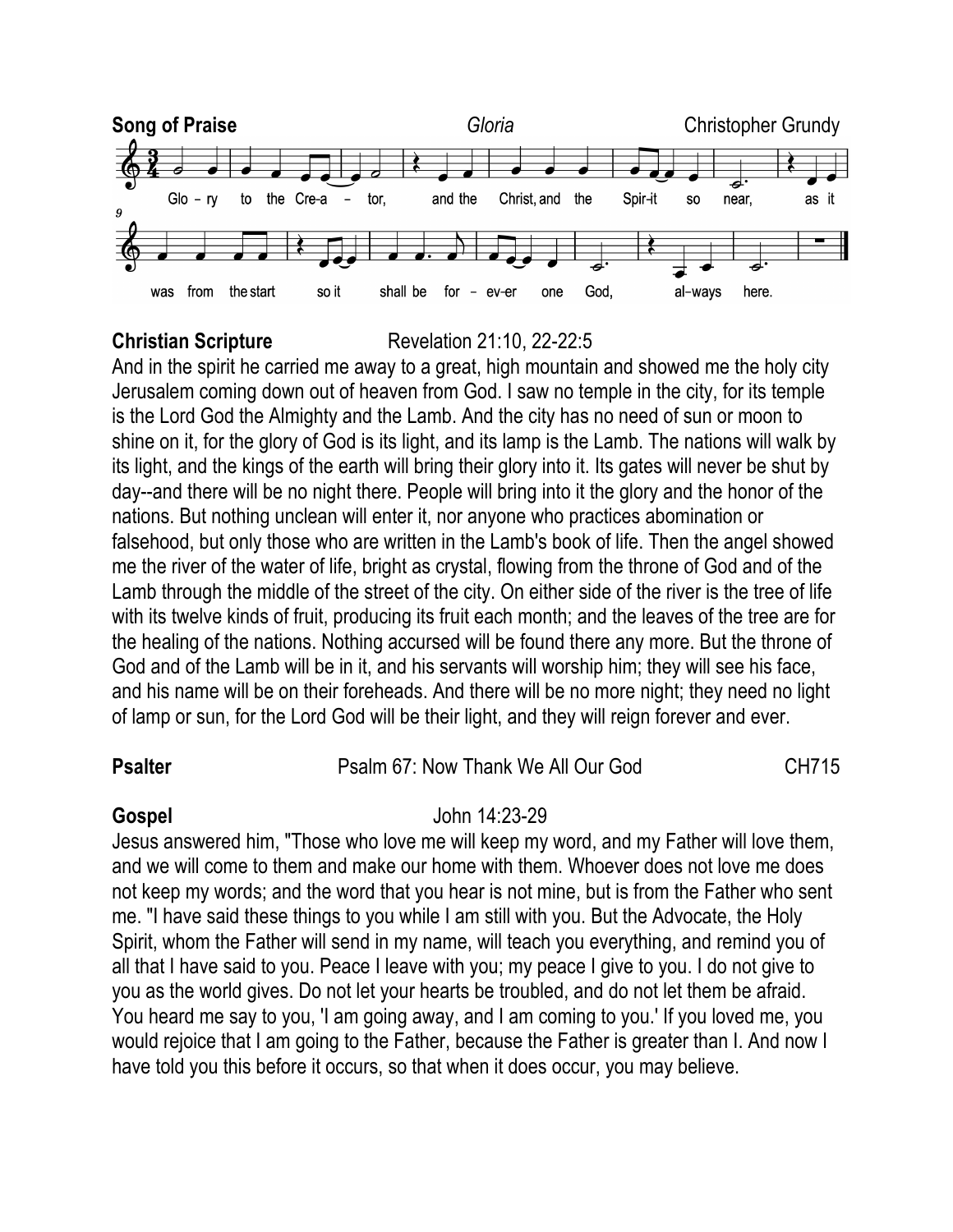**Song of Praise** *Gloria* Christopher Grundy

Glo – ry to the Cre-a – tor, and the Christ, and the Spir-it so near, as it was from the start so it shall be for – ev-er one God, al–ways here.

**Christian Scripture** Revelation 21:10, 22-22:5

And in the spirit he carried me away to a great, high mountain and showed me the holy city Jerusalem coming down out of heaven from God. I saw no temple in the city, for its temple is the Lord God the Almighty and the Lamb. And the city has no need of sun or moon to shine on it, for the glory of God is its light, and its lamp is the Lamb. The nations will walk by its light, and the kings of the earth will bring their glory into it. Its gates will never be shut by day--and there will be no night there. People will bring into it the glory and the honor of the nations. But nothing unclean will enter it, nor anyone who practices abomination or falsehood, but only those who are written in the Lamb's book of life. Then the angel showed me the river of the water of life, bright as crystal, flowing from the throne of God and of the Lamb through the middle of the street of the city. On either side of the river is the tree of life with its twelve kinds of fruit, producing its fruit each month; and the leaves of the tree are for the healing of the nations. Nothing accursed will be found there any more. But the throne of God and of the Lamb will be in it, and his servants will worship him; they will see his face, and his name will be on their foreheads. And there will be no more night; they need no light of lamp or sun, for the Lord God will be their light, and they will reign forever and ever.

**Psalter** Psalm 67: Now Thank We All Our God CH715

**Gospel** John 14:23-29

Jesus answered him, "Those who love me will keep my word, and my Father will love them, and we will come to them and make our home with them. Whoever does not love me does not keep my words; and the word that you hear is not mine, but is from the Father who sent me. "I have said these things to you while I am still with you. But the Advocate, the Holy Spirit, whom the Father will send in my name, will teach you everything, and remind you of all that I have said to you. Peace I leave with you; my peace I give to you. I do not give to you as the world gives. Do not let your hearts be troubled, and do not let them be afraid. You heard me say to you, 'I am going away, and I am coming to you.' If you loved me, you would rejoice that I am going to the Father, because the Father is greater than I. And now I have told you this before it occurs, so that when it does occur, you may believe.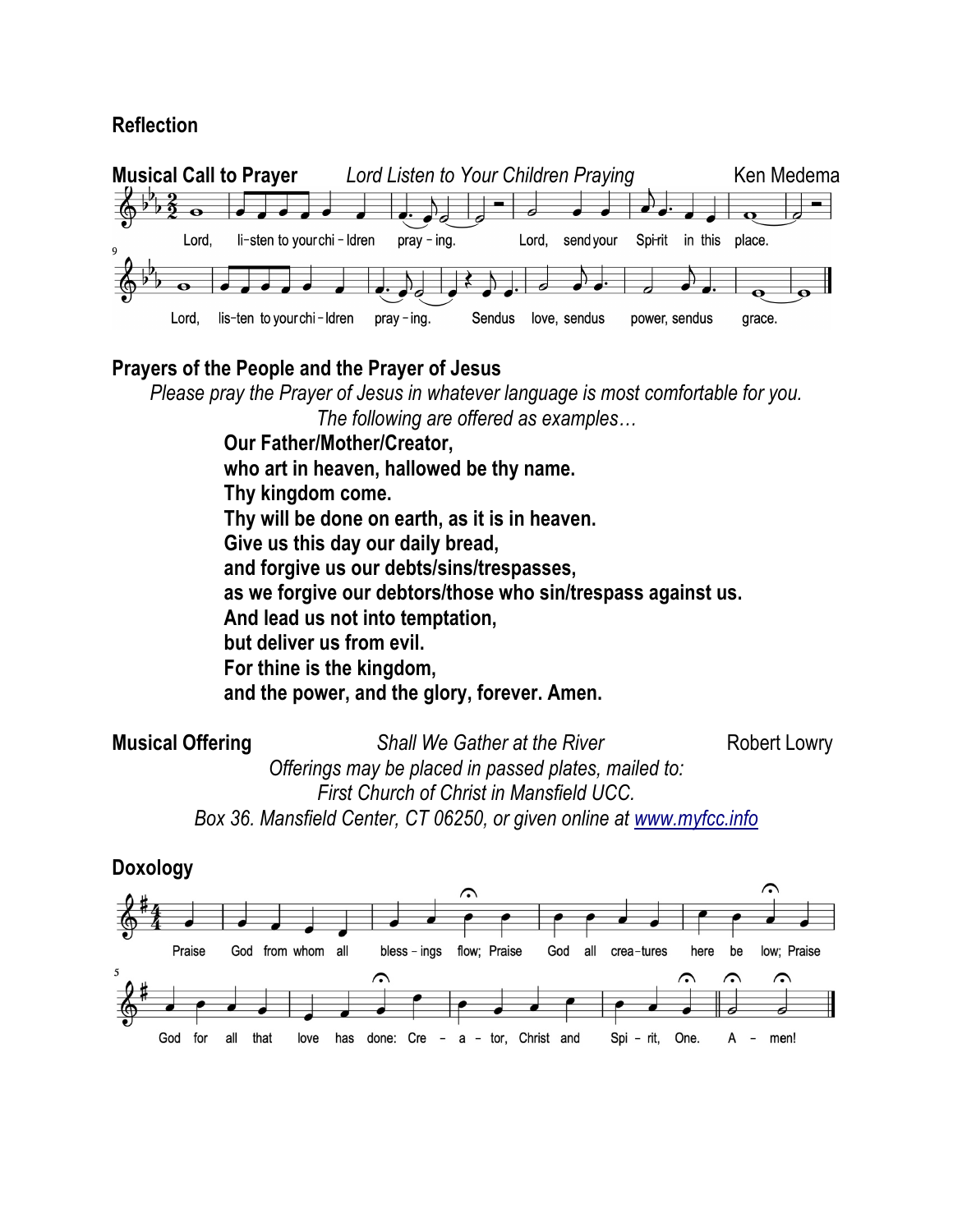**Reflection**

**Musical Call to Prayer** *Lord Listen to Your Children Praying* Ken Medema

Lord, li-sten to your chi-ldren pray-ing. Lord, send your Spi-rit in this place. Lord, lis-ten to your chi-ldren pray-ing. Send us love, send us power, send us grace.

**Prayers of the People and the Prayer of Jesus**

*Please pray the Prayer of Jesus in whatever language is most comfortable for you. The following are offered as examples…*

**Our Father/Mother/Creator,**
**who art in heaven, hallowed be thy name.**
**Thy kingdom come.**
**Thy will be done on earth, as it is in heaven.**
**Give us this day our daily bread,**
**and forgive us our debts/sins/trespasses,**
**as we forgive our debtors/those who sin/trespass against us.**
**And lead us not into temptation,**
**but deliver us from evil.**
**For thine is the kingdom,**
**and the power, and the glory, forever. Amen.**

**Musical Offering** *Shall We Gather at the River* Robert Lowry

*Offerings may be placed in passed plates, mailed to:*
*First Church of Christ in Mansfield UCC.*
*Box 36. Mansfield Center, CT 06250, or given online at [www.myfcc.info](www.myfcc.info)*

**Doxology**

Praise God from whom all bless-ings flow; Praise God all crea-tures here be low; Praise God for all that love has done: Cre-a-tor, Christ and Spi-rit, One. A-men!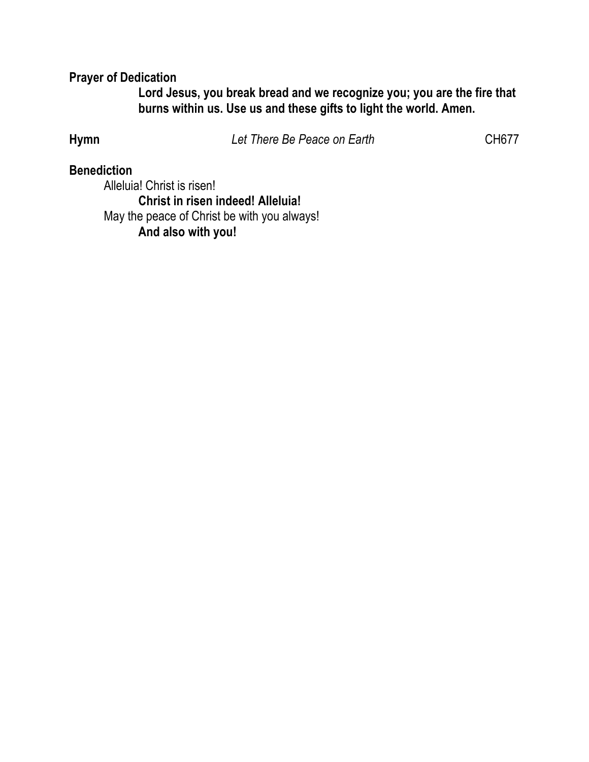**Prayer of Dedication**

> **Lord Jesus, you break bread and we recognize you; you are the fire that burns within us. Use us and these gifts to light the world. Amen.**

**Hymn** *Let There Be Peace on Earth* CH677

**Benediction**

Alleluia! Christ is risen!

> **Christ in risen indeed! Alleluia!**

May the peace of Christ be with you always!

> **And also with you!**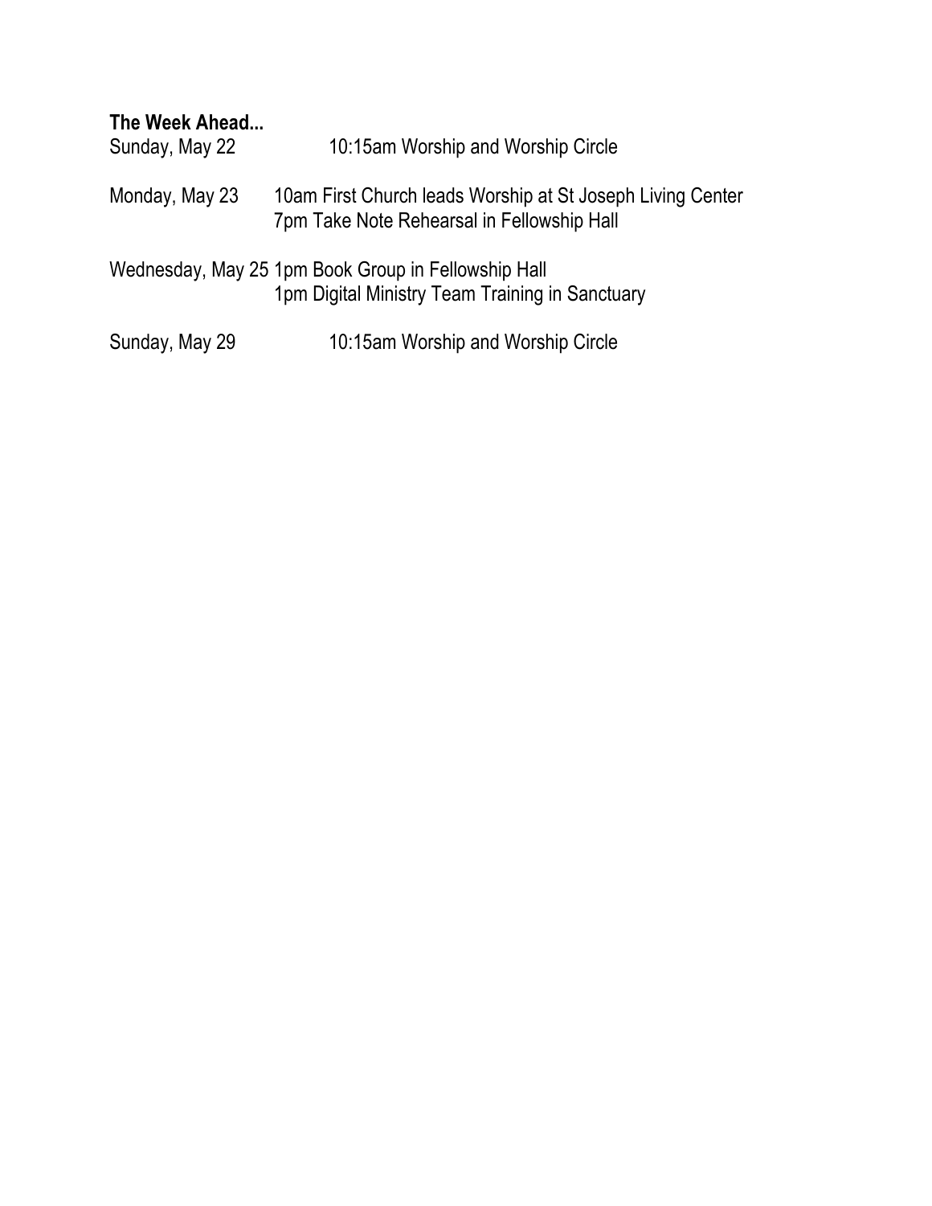**The Week Ahead...**

Sunday, May 22 10:15am Worship and Worship Circle

Monday, May 23 10am First Church leads Worship at St Joseph Living Center
7pm Take Note Rehearsal in Fellowship Hall

Wednesday, May 25 1pm Book Group in Fellowship Hall
1pm Digital Ministry Team Training in Sanctuary

Sunday, May 29 10:15am Worship and Worship Circle